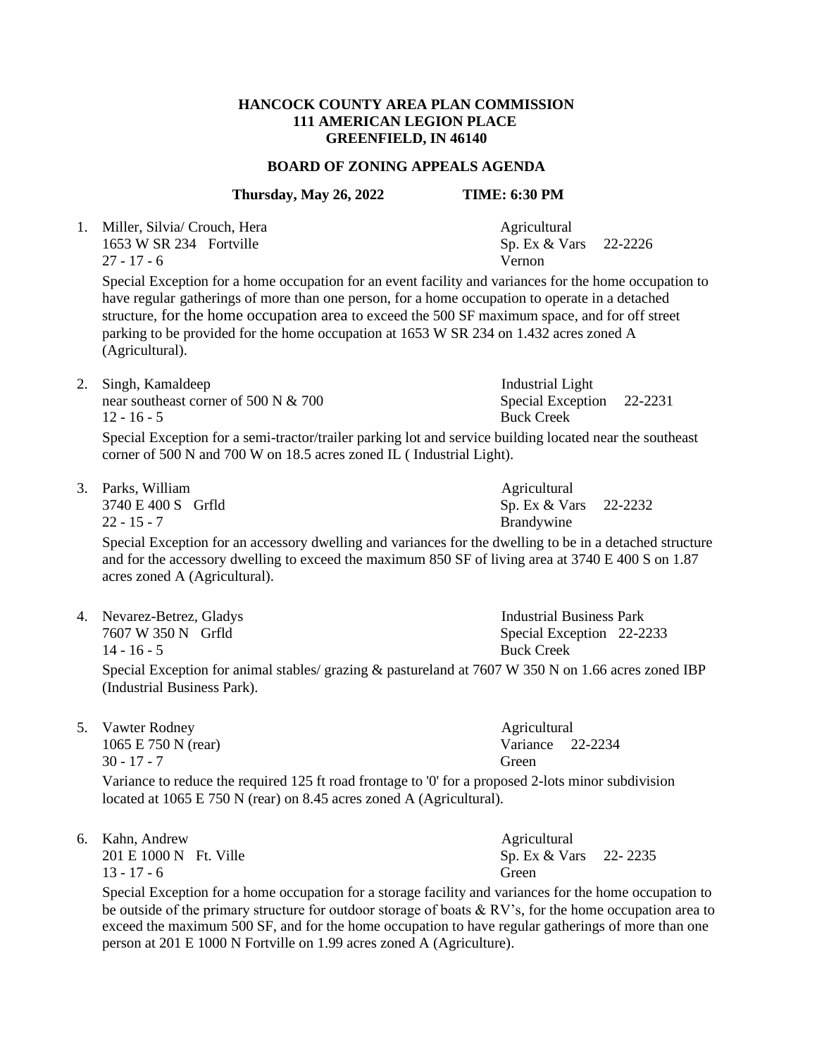**HANCOCK COUNTY AREA PLAN COMMISSION**
**111 AMERICAN LEGION PLACE**
**GREENFIELD, IN 46140**

**BOARD OF ZONING APPEALS AGENDA**

**Thursday, May 26, 2022 TIME: 6:30 PM**

1. Miller, Silvia/ Crouch, Hera — Agricultural
   1653 W SR 234 Fortville — Sp. Ex & Vars 22-2226
   27 - 17 - 6 — Vernon

   Special Exception for a home occupation for an event facility and variances for the home occupation to have regular gatherings of more than one person, for a home occupation to operate in a detached structure, for the home occupation area to exceed the 500 SF maximum space, and for off street parking to be provided for the home occupation at 1653 W SR 234 on 1.432 acres zoned A (Agricultural).

2. Singh, Kamaldeep — Industrial Light
   near southeast corner of 500 N & 700 — Special Exception 22-2231
   12 - 16 - 5 — Buck Creek

   Special Exception for a semi-tractor/trailer parking lot and service building located near the southeast corner of 500 N and 700 W on 18.5 acres zoned IL ( Industrial Light).

3. Parks, William — Agricultural
   3740 E 400 S Grfld — Sp. Ex & Vars 22-2232
   22 - 15 - 7 — Brandywine

   Special Exception for an accessory dwelling and variances for the dwelling to be in a detached structure and for the accessory dwelling to exceed the maximum 850 SF of living area at 3740 E 400 S on 1.87 acres zoned A (Agricultural).

4. Nevarez-Betrez, Gladys — Industrial Business Park
   7607 W 350 N Grfld — Special Exception 22-2233
   14 - 16 - 5 — Buck Creek

   Special Exception for animal stables/ grazing & pastureland at 7607 W 350 N on 1.66 acres zoned IBP (Industrial Business Park).

5. Vawter Rodney — Agricultural
   1065 E 750 N (rear) — Variance 22-2234
   30 - 17 - 7 — Green

   Variance to reduce the required 125 ft road frontage to '0' for a proposed 2-lots minor subdivision located at 1065 E 750 N (rear) on 8.45 acres zoned A (Agricultural).

6. Kahn, Andrew — Agricultural
   201 E 1000 N Ft. Ville — Sp. Ex & Vars 22- 2235
   13 - 17 - 6 — Green

   Special Exception for a home occupation for a storage facility and variances for the home occupation to be outside of the primary structure for outdoor storage of boats & RV's, for the home occupation area to exceed the maximum 500 SF, and for the home occupation to have regular gatherings of more than one person at 201 E 1000 N Fortville on 1.99 acres zoned A (Agriculture).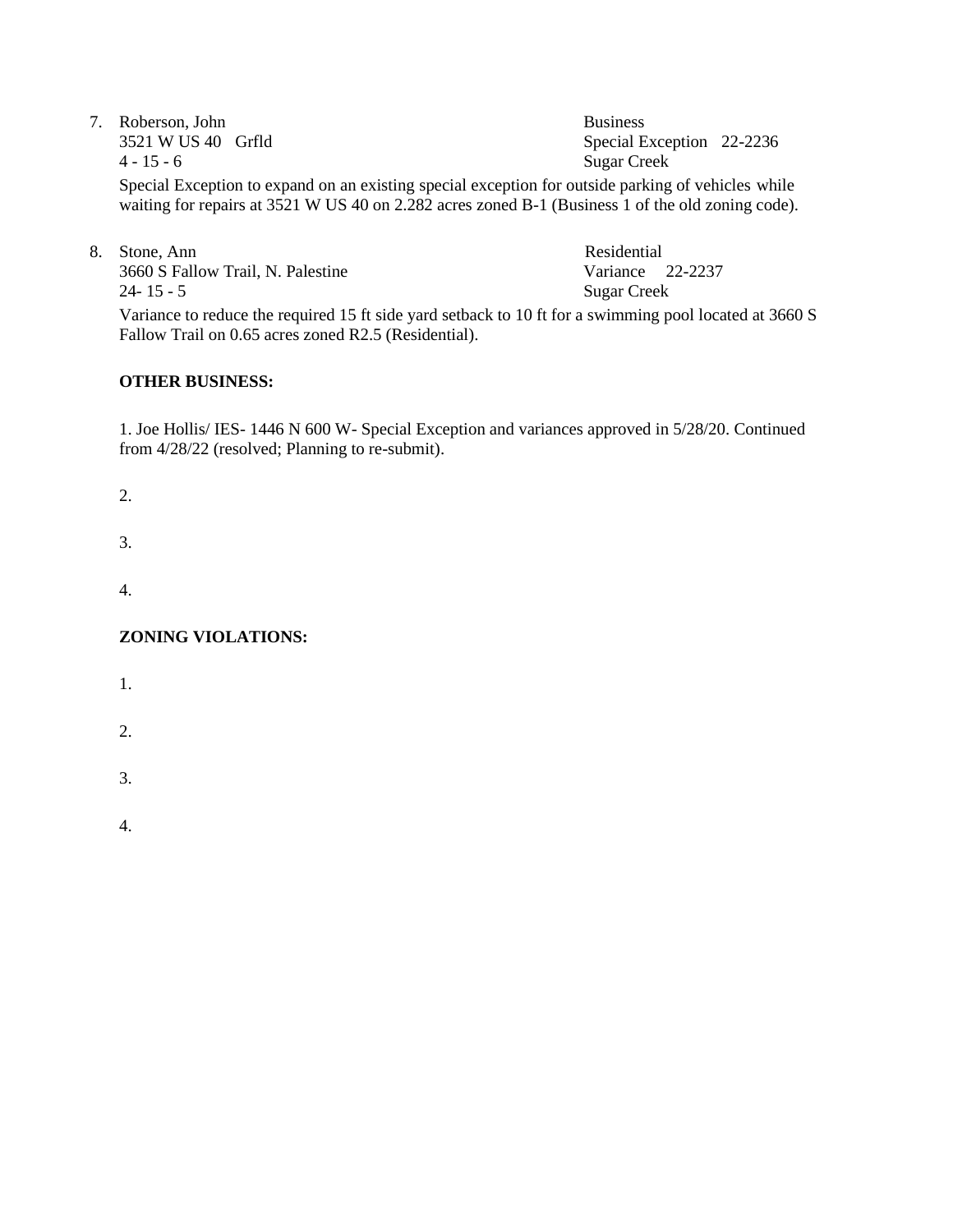7. Roberson, John
   3521 W US 40 Grfld
   4 - 15 - 6

   Business
   Special Exception 22-2236
   Sugar Creek

   Special Exception to expand on an existing special exception for outside parking of vehicles while waiting for repairs at 3521 W US 40 on 2.282 acres zoned B-1 (Business 1 of the old zoning code).

8. Stone, Ann
   3660 S Fallow Trail, N. Palestine
   24- 15 - 5

   Residential
   Variance 22-2237
   Sugar Creek

   Variance to reduce the required 15 ft side yard setback to 10 ft for a swimming pool located at 3660 S Fallow Trail on 0.65 acres zoned R2.5 (Residential).

**OTHER BUSINESS:**

1. Joe Hollis/ IES- 1446 N 600 W- Special Exception and variances approved in 5/28/20. Continued from 4/28/22 (resolved; Planning to re-submit).

2.

3.

4.

**ZONING VIOLATIONS:**

1.

2.

3.

4.